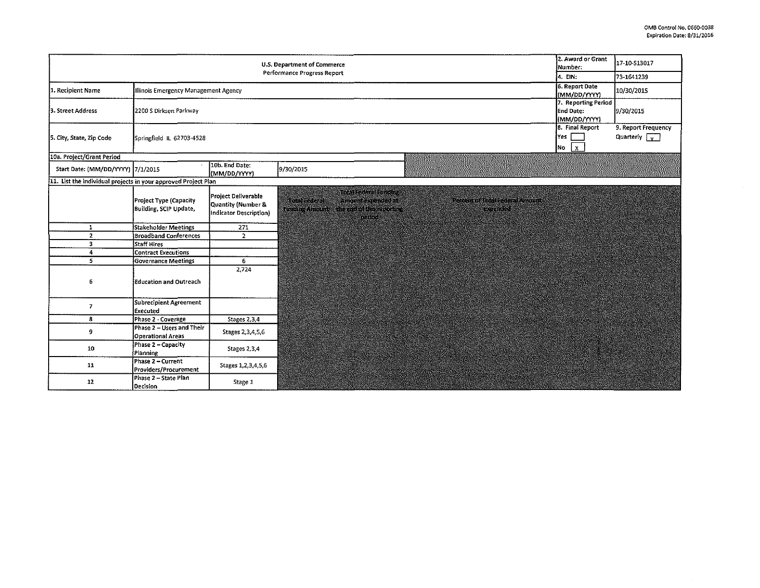OMB Control No. 0660-0038
Expiration Date: 8/31/2016

| U.S. Department of Commerce Performance Progress Report | | 2. Award or Grant Number: | 17-10-S13017 |
|---|---|---|---|
| | | 4. EIN: | 73-1641239 |
| 1. Recipient Name | Illinois Emergency Management Agency | 6. Report Date (MM/DD/YYYY) | 10/30/2015 |
| 3. Street Address | 2200 S Dirksen Parkway | 7. Reporting Period End Date: (MM/DD/YYYY) | 9/30/2015 |
| 5. City, State, Zip Code | Springfield IL 62703-4528 | 8. Final Report Yes [ ] No [X] | 9. Report Frequency Quarterly [X] |

10a. Project/Grant Period

| Start Date: (MM/DD/YYYY) | 7/1/2015 | 10b. End Date: (MM/DD/YYYY) | 9/30/2015 |
|---|---|---|---|

11. List the individual projects in your approved Project Plan

| | Project Type (Capacity Building, SCIP Update, | Project Deliverable Quantity (Number & Indicator Description) | Total Federal Funding Amount | Total Federal Funding Amount expended at the end of this reporting period | Percent of Total Federal Amount expended |
|---|---|---|---|---|---|
| 1 | Stakeholder Meetings | 271 | | | |
| 2 | Broadband Conferences | 2 | | | |
| 3 | Staff Hires | | | | |
| 4 | Contract Executions | | | | |
| 5 | Governance Meetings | 6 | | | |
| 6 | Education and Outreach | 2,724 | | | |
| 7 | Subrecipient Agreement Executed | | | | |
| 8 | Phase 2 - Coverage | Stages 2,3,4 | | | |
| 9 | Phase 2 – Users and Their Operational Areas | Stages 2,3,4,5,6 | | | |
| 10 | Phase 2 – Capacity Planning | Stages 2,3,4 | | | |
| 11 | Phase 2 – Current Providers/Procurement | Stages 1,2,3,4,5,6 | | | |
| 12 | Phase 2 – State Plan Decision | Stage 1 | | | |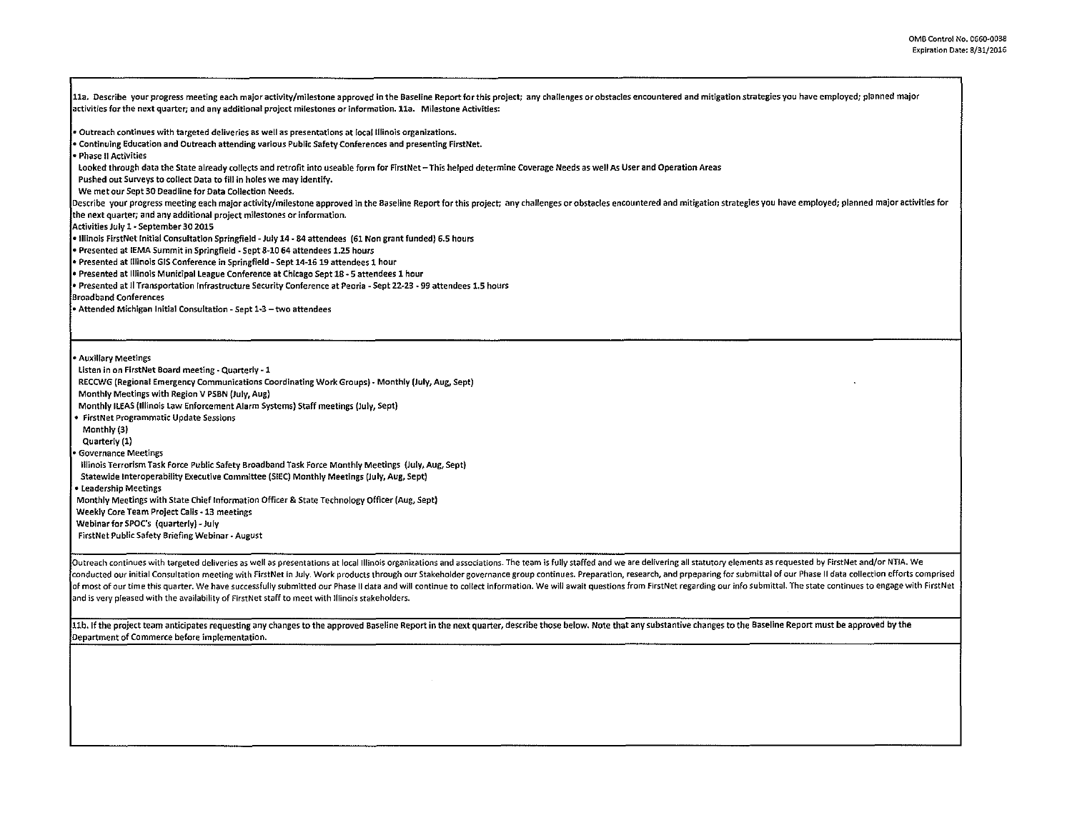11a. Describe your progress meeting each major activity/milestone approved in the Baseline Report for this project; any challenges or obstacles encountered and mitigation strategies you have employed; planned major activities for the next quarter; and any additional project milestones or information. 11a. Milestone Activities:

- Outreach continues with targeted deliveries as well as presentations at local Illinois organizations.
- Continuing Education and Outreach attending various Public Safety Conferences and presenting FirstNet.
- Phase II Activities

  Looked through data the State already collects and retrofit into useable form for FirstNet – This helped determine Coverage Needs as well As User and Operation Areas

  Pushed out Surveys to collect Data to fill in holes we may identify.

  We met our Sept 30 Deadline for Data Collection Needs.

Describe your progress meeting each major activity/milestone approved in the Baseline Report for this project; any challenges or obstacles encountered and mitigation strategies you have employed; planned major activities for the next quarter; and any additional project milestones or information.

Activities July 1 - September 30 2015

- Illinois FirstNet Initial Consultation Springfield - July 14 - 84 attendees (61 Non grant funded) 6.5 hours
- Presented at IEMA Summit in Springfield - Sept 8-10 64 attendees 1.25 hours
- Presented at Illinois GIS Conference in Springfield - Sept 14-16 19 attendees 1 hour
- Presented at Illinois Municipal League Conference at Chicago Sept 18 - 5 attendees 1 hour
- Presented at Il Transportation Infrastructure Security Conference at Peoria - Sept 22-23 - 99 attendees 1.5 hours

Broadband Conferences

- Attended Michigan Initial Consultation - Sept 1-3 – two attendees

- Auxiliary Meetings

  Listen in on FirstNet Board meeting - Quarterly - 1

  RECCWG (Regional Emergency Communications Coordinating Work Groups) - Monthly (July, Aug, Sept)

  Monthly Meetings with Region V PSBN (July, Aug)

  Monthly ILEAS (Illinois Law Enforcement Alarm Systems) Staff meetings (July, Sept)
- FirstNet Programmatic Update Sessions

  Monthly (3)

  Quarterly (1)
- Governance Meetings

  Illinois Terrorism Task Force Public Safety Broadband Task Force Monthly Meetings (July, Aug, Sept)

  Statewide Interoperability Executive Committee (SIEC) Monthly Meetings (July, Aug, Sept)
- Leadership Meetings

  Monthly Meetings with State Chief Information Officer & State Technology Officer (Aug, Sept)

  Weekly Core Team Project Calls - 13 meetings

  Webinar for SPOC's (quarterly) - July

  FirstNet Public Safety Briefing Webinar - August

Outreach continues with targeted deliveries as well as presentations at local Illinois organizations and associations. The team is fully staffed and we are delivering all statutory elements as requested by FirstNet and/or NTIA. We conducted our initial Consultation meeting with FirstNet in July. Work products through our Stakeholder governance group continues. Preparation, research, and prpeparing for submittal of our Phase II data collection efforts comprised of most of our time this quarter. We have successfully submitted our Phase II data and will continue to collect information. We will await questions from FirstNet regarding our info submittal. The state continues to engage with FirstNet and is very pleased with the availability of FirstNet staff to meet with Illinois stakeholders.

11b. If the project team anticipates requesting any changes to the approved Baseline Report in the next quarter, describe those below. Note that any substantive changes to the Baseline Report must be approved by the Department of Commerce before implementation.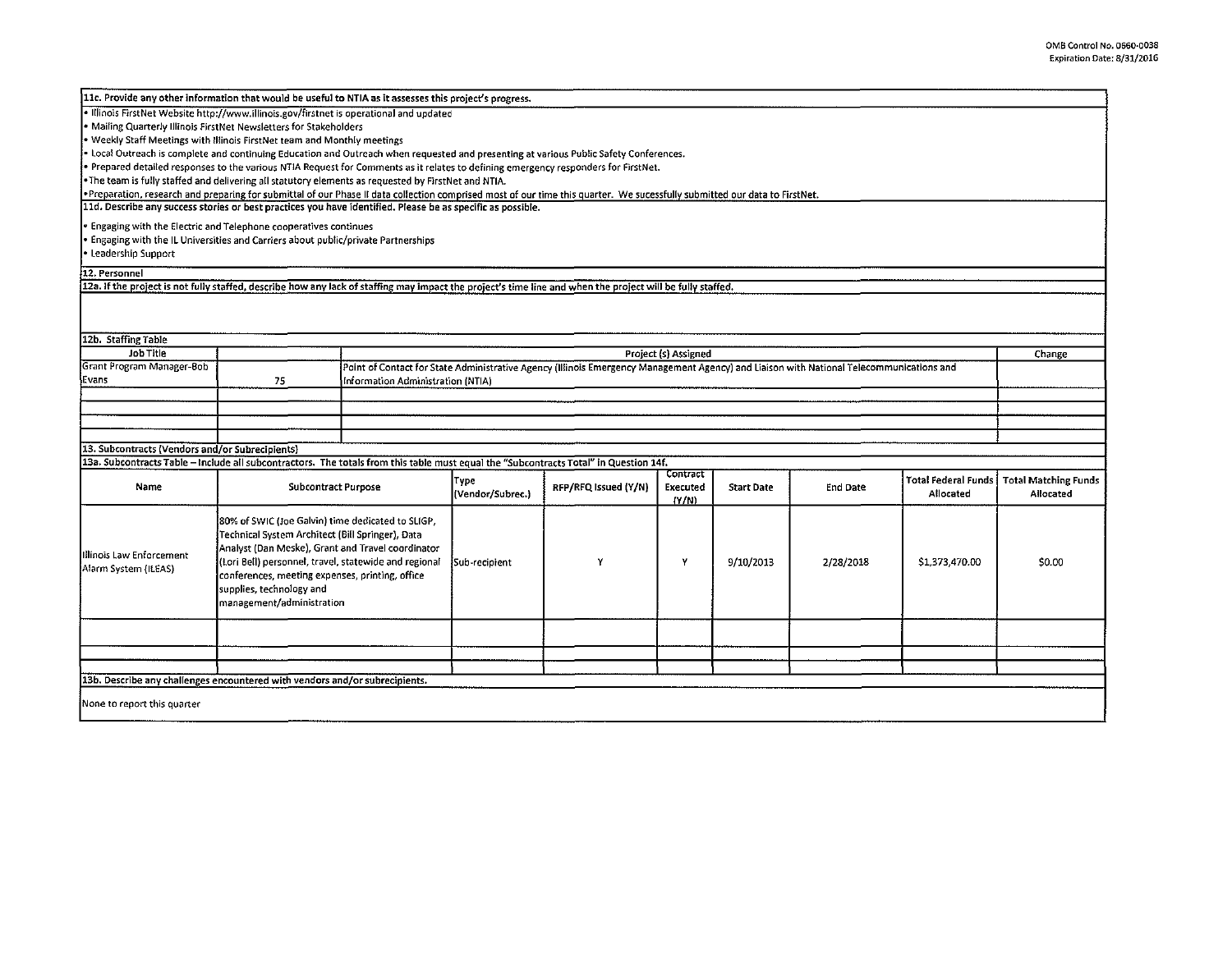OMB Control No. 0660-0038
Expiration Date: 8/31/2016

**11c. Provide any other information that would be useful to NTIA as it assesses this project's progress.**

- Illinois FirstNet Website http://www.illinois.gov/firstnet is operational and updated
- Mailing Quarterly Illinois FirstNet Newsletters for Stakeholders
- Weekly Staff Meetings with Illinois FirstNet team and Monthly meetings
- Local Outreach is complete and continuing Education and Outreach when requested and presenting at various Public Safety Conferences.
- Prepared detailed responses to the various NTIA Request for Comments as it relates to defining emergency responders for FirstNet.
- The team is fully staffed and delivering all statutory elements as requested by FirstNet and NTIA.
- Preparation, research and preparing for submittal of our Phase II data collection comprised most of our time this quarter. We sucessfully submitted our data to FirstNet.

**11d. Describe any success stories or best practices you have identified. Please be as specific as possible.**

- Engaging with the Electric and Telephone cooperatives continues
- Engaging with the IL Universities and Carriers about public/private Partnerships
- Leadership Support

**12. Personnel**

**12a. If the project is not fully staffed, describe how any lack of staffing may impact the project's time line and when the project will be fully staffed.**

**12b. Staffing Table**

| Job Title | | Project (s) Assigned | Change |
|---|---|---|---|
| Grant Program Manager-Bob Evans | 75 | Point of Contact for State Administrative Agency (Illinois Emergency Management Agency) and Liaison with National Telecommunications and Information Administration (NTIA) | |
| | | | |
| | | | |
| | | | |
| | | | |

**13. Subcontracts (Vendors and/or Subrecipients)**

**13a. Subcontracts Table – Include all subcontractors. The totals from this table must equal the "Subcontracts Total" in Question 14f.**

| Name | Subcontract Purpose | Type (Vendor/Subrec.) | RFP/RFQ Issued (Y/N) | Contract Executed (Y/N) | Start Date | End Date | Total Federal Funds Allocated | Total Matching Funds Allocated |
|---|---|---|---|---|---|---|---|---|
| Illinois Law Enforcement Alarm System (ILEAS) | 80% of SWIC (Joe Galvin) time dedicated to SLIGP, Technical System Architect (Bill Springer), Data Analyst (Dan Meske), Grant and Travel coordinator (Lori Bell) personnel, travel, statewide and regional conferences, meeting expenses, printing, office supplies, technology and management/administration | Sub-recipient | Y | Y | 9/10/2013 | 2/28/2018 | $1,373,470.00 | $0.00 |
| | | | | | | | | |
| | | | | | | | | |
| | | | | | | | | |

**13b. Describe any challenges encountered with vendors and/or subrecipients.**

None to report this quarter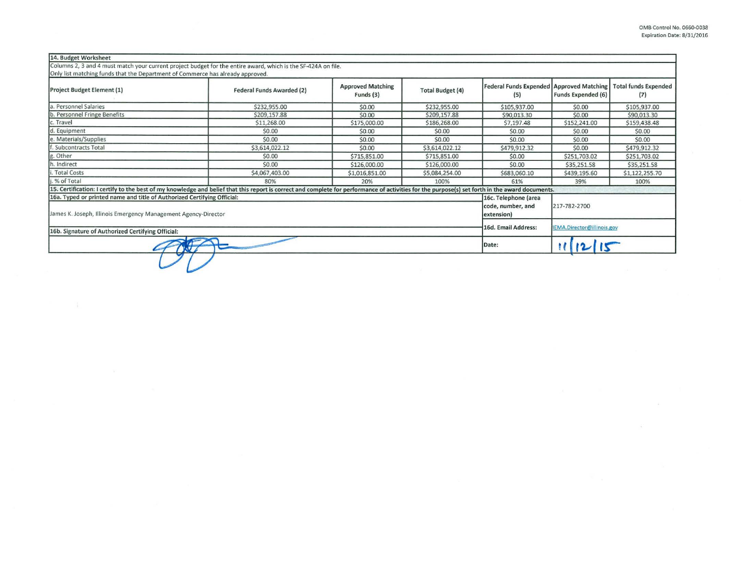OMB Control No. 0660-0038
Expiration Date: 8/31/2016

**14. Budget Worksheet**

Columns 2, 3 and 4 must match your current project budget for the entire award, which is the SF-424A on file.
Only list matching funds that the Department of Commerce has already approved.

| Project Budget Element (1) | Federal Funds Awarded (2) | Approved Matching Funds (3) | Total Budget (4) | Federal Funds Expended (5) | Approved Matching Funds Expended (6) | Total funds Expended (7) |
|---|---|---|---|---|---|---|
| a. Personnel Salaries | $232,955.00 | $0.00 | $232,955.00 | $105,937.00 | $0.00 | $105,937.00 |
| b. Personnel Fringe Benefits | $209,157.88 | $0.00 | $209,157.88 | $90,013.30 | $0.00 | $90,013.30 |
| c. Travel | $11,268.00 | $175,000.00 | $186,268.00 | $7,197.48 | $152,241.00 | $159,438.48 |
| d. Equipment | $0.00 | $0.00 | $0.00 | $0.00 | $0.00 | $0.00 |
| e. Materials/Supplies | $0.00 | $0.00 | $0.00 | $0.00 | $0.00 | $0.00 |
| f. Subcontracts Total | $3,614,022.12 | $0.00 | $3,614,022.12 | $479,912.32 | $0.00 | $479,912.32 |
| g. Other | $0.00 | $715,851.00 | $715,851.00 | $0.00 | $251,703.02 | $251,703.02 |
| h. Indirect | $0.00 | $126,000.00 | $126,000.00 | $0.00 | $35,251.58 | $35,251.58 |
| i. Total Costs | $4,067,403.00 | $1,016,851.00 | $5,084,254.00 | $683,060.10 | $439,195.60 | $1,122,255.70 |
| j. % of Total | 80% | 20% | 100% | 61% | 39% | 100% |

**15. Certification: I certify to the best of my knowledge and belief that this report is correct and complete for performance of activities for the purpose(s) set forth in the award documents.**

| | | |
|---|---|---|
| **16a. Typed or printed name and title of Authorized Certifying Official:** James K. Joseph, Illinois Emergency Management Agency-Director | 16c. Telephone (area code, number, and extension) | 217-782-2700 |
| **16b. Signature of Authorized Certifying Official:** | 16d. Email Address: | IEMA.Director@illinois.gov |
| [signature] | Date: | 11/12/15 |